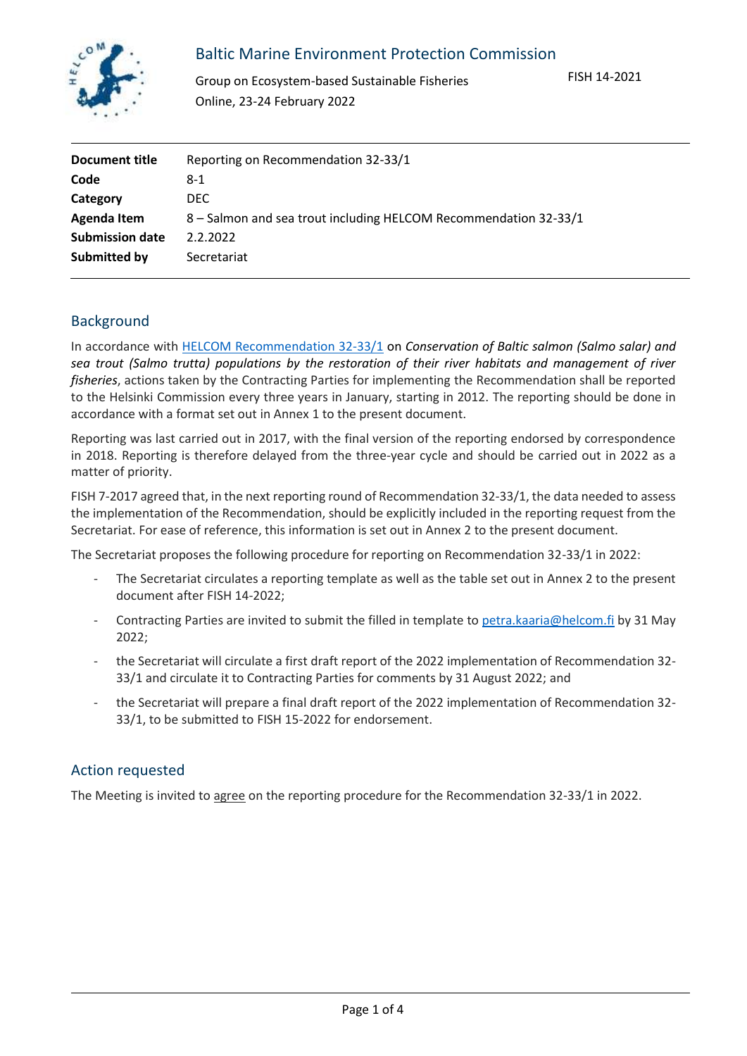Baltic Marine Environment Protection Commission

Group on Ecosystem-based Sustainable Fisheries
Online, 23-24 February 2022

FISH 14-2021

| | |
|---|---|
| **Document title** | Reporting on Recommendation 32-33/1 |
| **Code** | 8-1 |
| **Category** | DEC |
| **Agenda Item** | 8 – Salmon and sea trout including HELCOM Recommendation 32-33/1 |
| **Submission date** | 2.2.2022 |
| **Submitted by** | Secretariat |

## Background

In accordance with HELCOM Recommendation 32-33/1 on *Conservation of Baltic salmon (Salmo salar) and sea trout (Salmo trutta) populations by the restoration of their river habitats and management of river fisheries*, actions taken by the Contracting Parties for implementing the Recommendation shall be reported to the Helsinki Commission every three years in January, starting in 2012. The reporting should be done in accordance with a format set out in Annex 1 to the present document.

Reporting was last carried out in 2017, with the final version of the reporting endorsed by correspondence in 2018. Reporting is therefore delayed from the three-year cycle and should be carried out in 2022 as a matter of priority.

FISH 7-2017 agreed that, in the next reporting round of Recommendation 32-33/1, the data needed to assess the implementation of the Recommendation, should be explicitly included in the reporting request from the Secretariat. For ease of reference, this information is set out in Annex 2 to the present document.

The Secretariat proposes the following procedure for reporting on Recommendation 32-33/1 in 2022:

- The Secretariat circulates a reporting template as well as the table set out in Annex 2 to the present document after FISH 14-2022;
- Contracting Parties are invited to submit the filled in template to petra.kaaria@helcom.fi by 31 May 2022;
- the Secretariat will circulate a first draft report of the 2022 implementation of Recommendation 32-33/1 and circulate it to Contracting Parties for comments by 31 August 2022; and
- the Secretariat will prepare a final draft report of the 2022 implementation of Recommendation 32-33/1, to be submitted to FISH 15-2022 for endorsement.

## Action requested

The Meeting is invited to agree on the reporting procedure for the Recommendation 32-33/1 in 2022.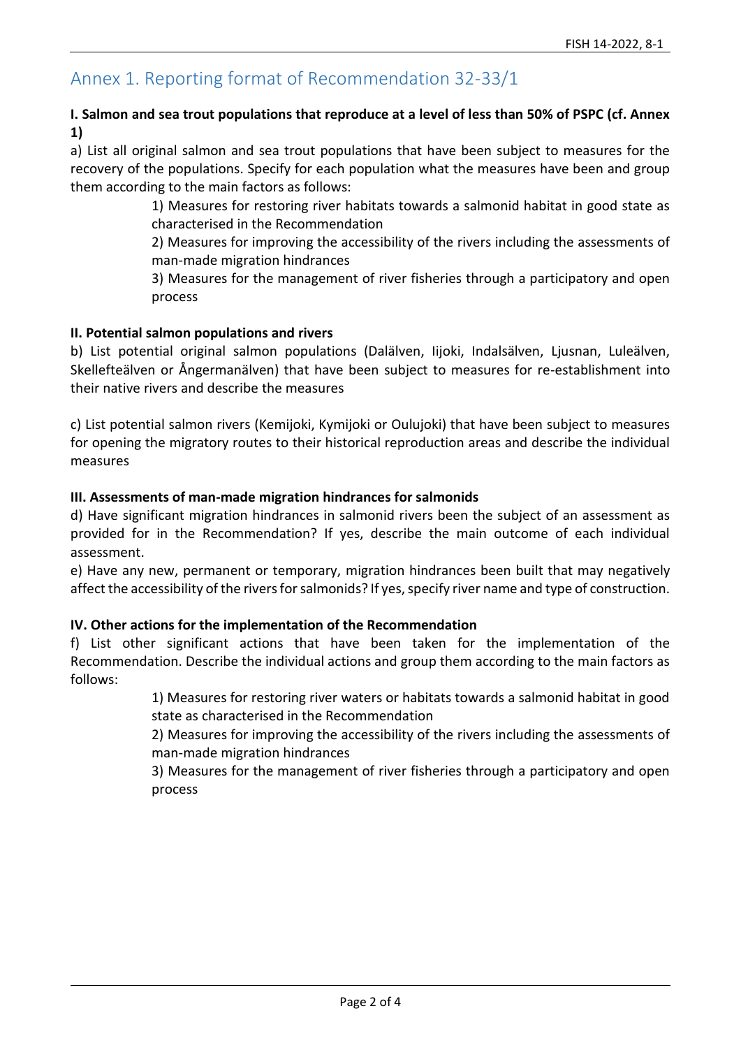# Annex 1. Reporting format of Recommendation 32-33/1

**I. Salmon and sea trout populations that reproduce at a level of less than 50% of PSPC (cf. Annex 1)**

a) List all original salmon and sea trout populations that have been subject to measures for the recovery of the populations. Specify for each population what the measures have been and group them according to the main factors as follows:

> 1) Measures for restoring river habitats towards a salmonid habitat in good state as characterised in the Recommendation
>
> 2) Measures for improving the accessibility of the rivers including the assessments of man-made migration hindrances
>
> 3) Measures for the management of river fisheries through a participatory and open process

**II. Potential salmon populations and rivers**

b) List potential original salmon populations (Dalälven, Iijoki, Indalsälven, Ljusnan, Luleälven, Skellefteälven or Ångermanälven) that have been subject to measures for re-establishment into their native rivers and describe the measures

c) List potential salmon rivers (Kemijoki, Kymijoki or Oulujoki) that have been subject to measures for opening the migratory routes to their historical reproduction areas and describe the individual measures

**III. Assessments of man-made migration hindrances for salmonids**

d) Have significant migration hindrances in salmonid rivers been the subject of an assessment as provided for in the Recommendation? If yes, describe the main outcome of each individual assessment.

e) Have any new, permanent or temporary, migration hindrances been built that may negatively affect the accessibility of the rivers for salmonids? If yes, specify river name and type of construction.

**IV. Other actions for the implementation of the Recommendation**

f) List other significant actions that have been taken for the implementation of the Recommendation. Describe the individual actions and group them according to the main factors as follows:

> 1) Measures for restoring river waters or habitats towards a salmonid habitat in good state as characterised in the Recommendation
>
> 2) Measures for improving the accessibility of the rivers including the assessments of man-made migration hindrances
>
> 3) Measures for the management of river fisheries through a participatory and open process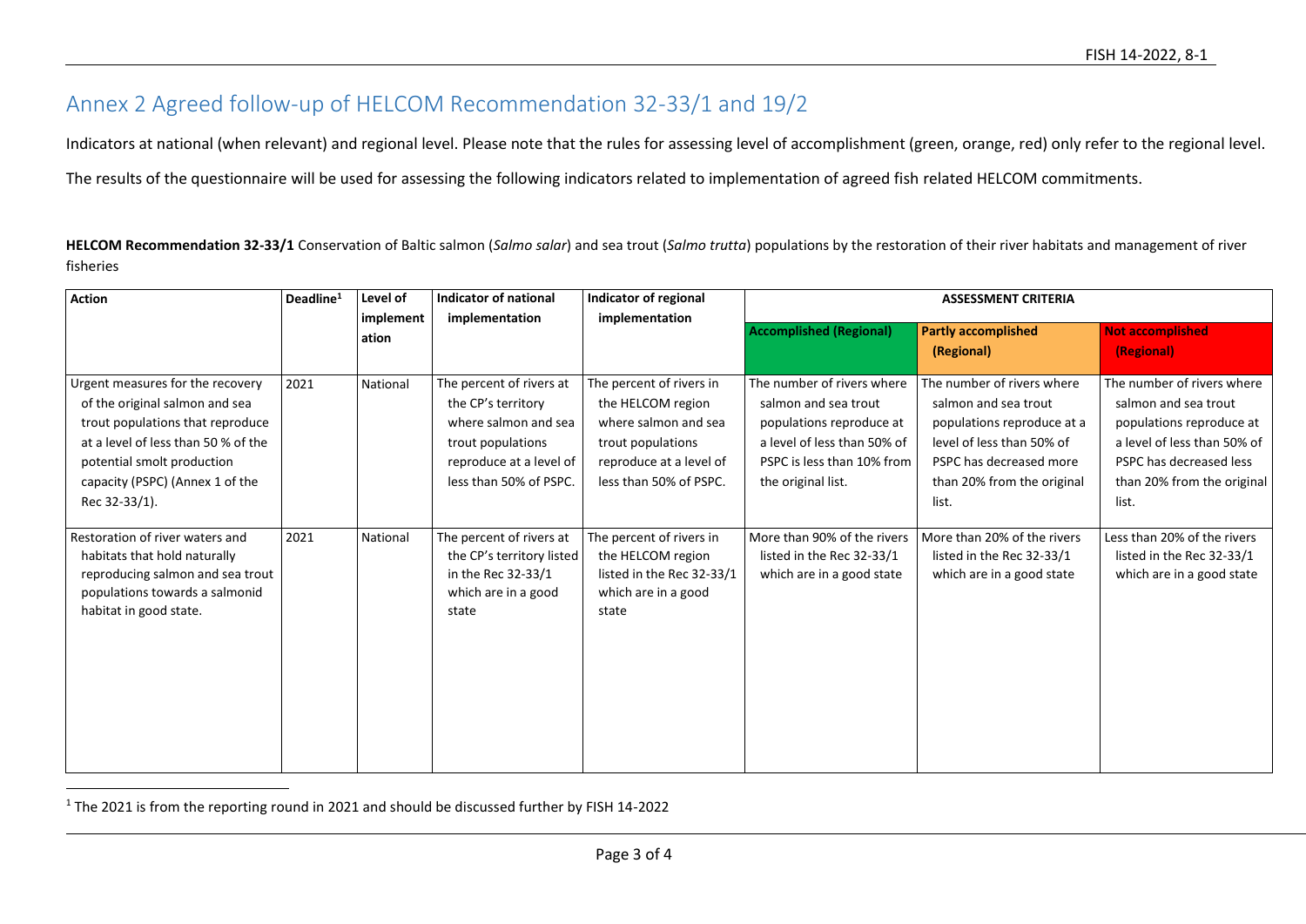## Annex 2 Agreed follow-up of HELCOM Recommendation 32-33/1 and 19/2

Indicators at national (when relevant) and regional level. Please note that the rules for assessing level of accomplishment (green, orange, red) only refer to the regional level.

The results of the questionnaire will be used for assessing the following indicators related to implementation of agreed fish related HELCOM commitments.

**HELCOM Recommendation 32-33/1** Conservation of Baltic salmon (*Salmo salar*) and sea trout (*Salmo trutta*) populations by the restoration of their river habitats and management of river fisheries

| Action | Deadline[1] | Level of implementation | Indicator of national implementation | Indicator of regional implementation | ASSESSMENT CRITERIA | | |
|---|---|---|---|---|---|---|---|
| | | | | | **Accomplished (Regional)** | **Partly accomplished (Regional)** | **Not accomplished (Regional)** |
| Urgent measures for the recovery of the original salmon and sea trout populations that reproduce at a level of less than 50 % of the potential smolt production capacity (PSPC) (Annex 1 of the Rec 32-33/1). | 2021 | National | The percent of rivers at the CP's territory where salmon and sea trout populations reproduce at a level of less than 50% of PSPC. | The percent of rivers in the HELCOM region where salmon and sea trout populations reproduce at a level of less than 50% of PSPC. | The number of rivers where salmon and sea trout populations reproduce at a level of less than 50% of PSPC is less than 10% from the original list. | The number of rivers where salmon and sea trout populations reproduce at a level of less than 50% of PSPC has decreased more than 20% from the original list. | The number of rivers where salmon and sea trout populations reproduce at a level of less than 50% of PSPC has decreased less than 20% from the original list. |
| Restoration of river waters and habitats that hold naturally reproducing salmon and sea trout populations towards a salmonid habitat in good state. | 2021 | National | The percent of rivers at the CP's territory listed in the Rec 32-33/1 which are in a good state | The percent of rivers in the HELCOM region listed in the Rec 32-33/1 which are in a good state | More than 90% of the rivers listed in the Rec 32-33/1 which are in a good state | More than 20% of the rivers listed in the Rec 32-33/1 which are in a good state | Less than 20% of the rivers listed in the Rec 32-33/1 which are in a good state |

[1] The 2021 is from the reporting round in 2021 and should be discussed further by FISH 14-2022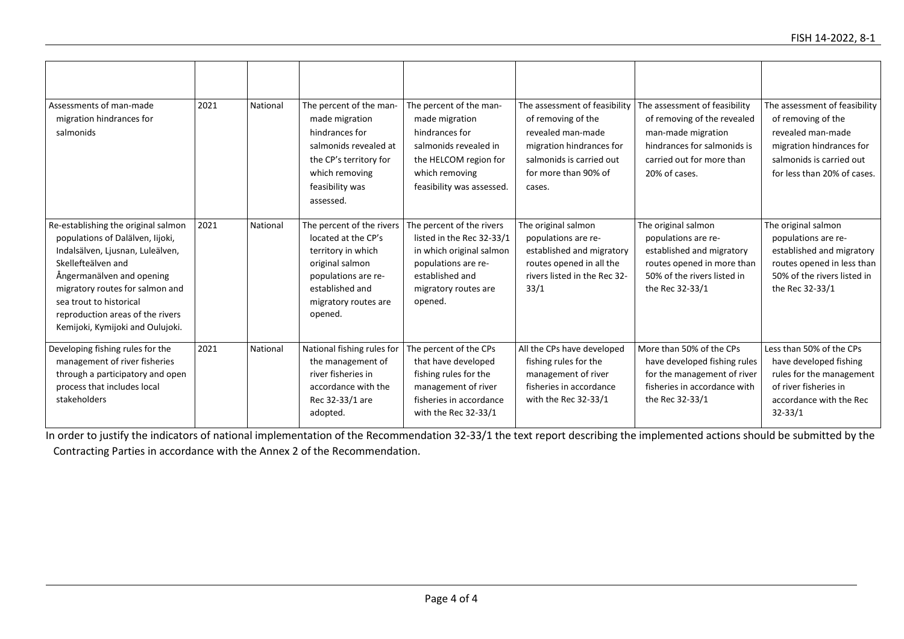| | | | | | | | |
|---|---|---|---|---|---|---|---|
| Assessments of man-made migration hindrances for salmonids | 2021 | National | The percent of the man-made migration hindrances for salmonids revealed at the CP's territory for which removing feasibility was assessed. | The percent of the man-made migration hindrances for salmonids revealed in the HELCOM region for which removing feasibility was assessed. | The assessment of feasibility of removing of the revealed man-made migration hindrances for salmonids is carried out for more than 90% of cases. | The assessment of feasibility of removing of the revealed man-made migration hindrances for salmonids is carried out for more than 20% of cases. | The assessment of feasibility of removing of the revealed man-made migration hindrances for salmonids is carried out for less than 20% of cases. |
| Re-establishing the original salmon populations of Dalälven, Iijoki, Indalsälven, Ljusnan, Luleälven, Skellefteälven and Ångermanälven and opening migratory routes for salmon and sea trout to historical reproduction areas of the rivers Kemijoki, Kymijoki and Oulujoki. | 2021 | National | The percent of the rivers located at the CP's territory in which original salmon populations are re-established and migratory routes are opened. | The percent of the rivers listed in the Rec 32-33/1 in which original salmon populations are re-established and migratory routes are opened. | The original salmon populations are re-established and migratory routes opened in all the rivers listed in the Rec 32-33/1 | The original salmon populations are re-established and migratory routes opened in more than 50% of the rivers listed in the Rec 32-33/1 | The original salmon populations are re-established and migratory routes opened in less than 50% of the rivers listed in the Rec 32-33/1 |
| Developing fishing rules for the management of river fisheries through a participatory and open process that includes local stakeholders | 2021 | National | National fishing rules for the management of river fisheries in accordance with the Rec 32-33/1 are adopted. | The percent of the CPs that have developed fishing rules for the management of river fisheries in accordance with the Rec 32-33/1 | All the CPs have developed fishing rules for the management of river fisheries in accordance with the Rec 32-33/1 | More than 50% of the CPs have developed fishing rules for the management of river fisheries in accordance with the Rec 32-33/1 | Less than 50% of the CPs have developed fishing rules for the management of river fisheries in accordance with the Rec 32-33/1 |

In order to justify the indicators of national implementation of the Recommendation 32-33/1 the text report describing the implemented actions should be submitted by the Contracting Parties in accordance with the Annex 2 of the Recommendation.